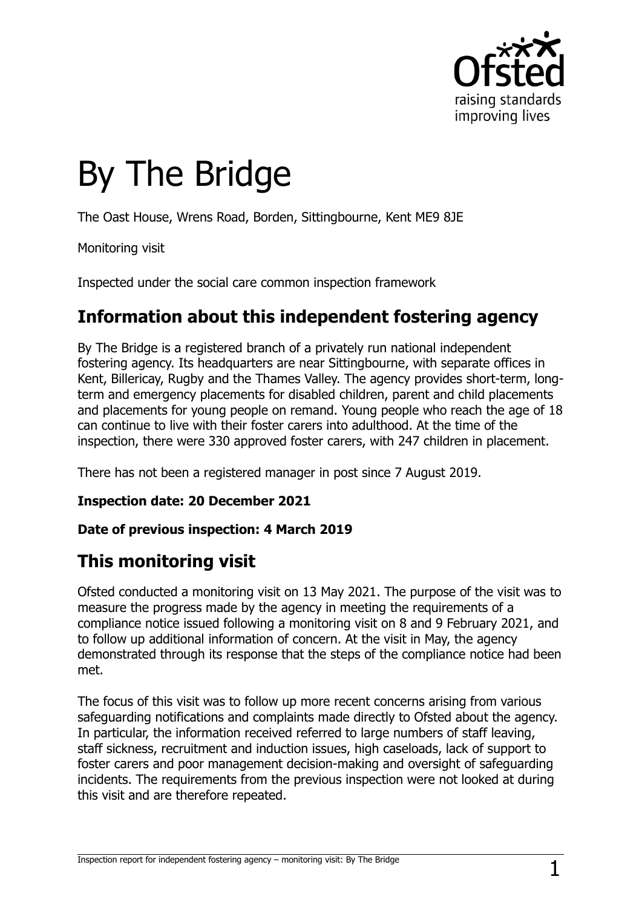# By The Bridge

The Oast House, Wrens Road, Borden, Sittingbourne, Kent ME9 8JE

Monitoring visit

Inspected under the social care common inspection framework

## Information about this independent fostering agency

By The Bridge is a registered branch of a privately run national independent fostering agency. Its headquarters are near Sittingbourne, with separate offices in Kent, Billericay, Rugby and the Thames Valley. The agency provides short-term, long-term and emergency placements for disabled children, parent and child placements and placements for young people on remand. Young people who reach the age of 18 can continue to live with their foster carers into adulthood. At the time of the inspection, there were 330 approved foster carers, with 247 children in placement.

There has not been a registered manager in post since 7 August 2019.

**Inspection date: 20 December 2021**

**Date of previous inspection: 4 March 2019**

## This monitoring visit

Ofsted conducted a monitoring visit on 13 May 2021. The purpose of the visit was to measure the progress made by the agency in meeting the requirements of a compliance notice issued following a monitoring visit on 8 and 9 February 2021, and to follow up additional information of concern. At the visit in May, the agency demonstrated through its response that the steps of the compliance notice had been met.

The focus of this visit was to follow up more recent concerns arising from various safeguarding notifications and complaints made directly to Ofsted about the agency. In particular, the information received referred to large numbers of staff leaving, staff sickness, recruitment and induction issues, high caseloads, lack of support to foster carers and poor management decision-making and oversight of safeguarding incidents. The requirements from the previous inspection were not looked at during this visit and are therefore repeated.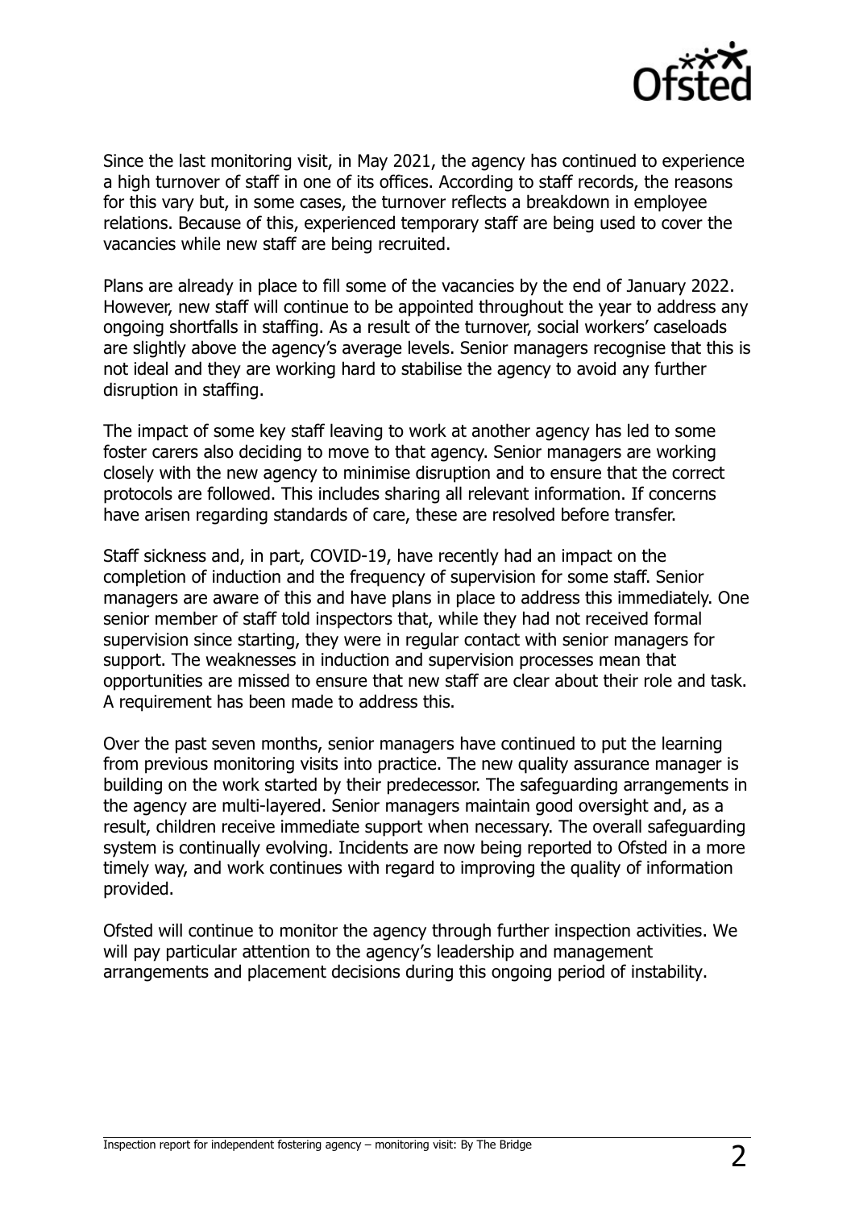Since the last monitoring visit, in May 2021, the agency has continued to experience a high turnover of staff in one of its offices. According to staff records, the reasons for this vary but, in some cases, the turnover reflects a breakdown in employee relations. Because of this, experienced temporary staff are being used to cover the vacancies while new staff are being recruited.

Plans are already in place to fill some of the vacancies by the end of January 2022. However, new staff will continue to be appointed throughout the year to address any ongoing shortfalls in staffing. As a result of the turnover, social workers' caseloads are slightly above the agency's average levels. Senior managers recognise that this is not ideal and they are working hard to stabilise the agency to avoid any further disruption in staffing.

The impact of some key staff leaving to work at another agency has led to some foster carers also deciding to move to that agency. Senior managers are working closely with the new agency to minimise disruption and to ensure that the correct protocols are followed. This includes sharing all relevant information. If concerns have arisen regarding standards of care, these are resolved before transfer.

Staff sickness and, in part, COVID-19, have recently had an impact on the completion of induction and the frequency of supervision for some staff. Senior managers are aware of this and have plans in place to address this immediately. One senior member of staff told inspectors that, while they had not received formal supervision since starting, they were in regular contact with senior managers for support. The weaknesses in induction and supervision processes mean that opportunities are missed to ensure that new staff are clear about their role and task. A requirement has been made to address this.

Over the past seven months, senior managers have continued to put the learning from previous monitoring visits into practice. The new quality assurance manager is building on the work started by their predecessor. The safeguarding arrangements in the agency are multi-layered. Senior managers maintain good oversight and, as a result, children receive immediate support when necessary. The overall safeguarding system is continually evolving. Incidents are now being reported to Ofsted in a more timely way, and work continues with regard to improving the quality of information provided.

Ofsted will continue to monitor the agency through further inspection activities. We will pay particular attention to the agency's leadership and management arrangements and placement decisions during this ongoing period of instability.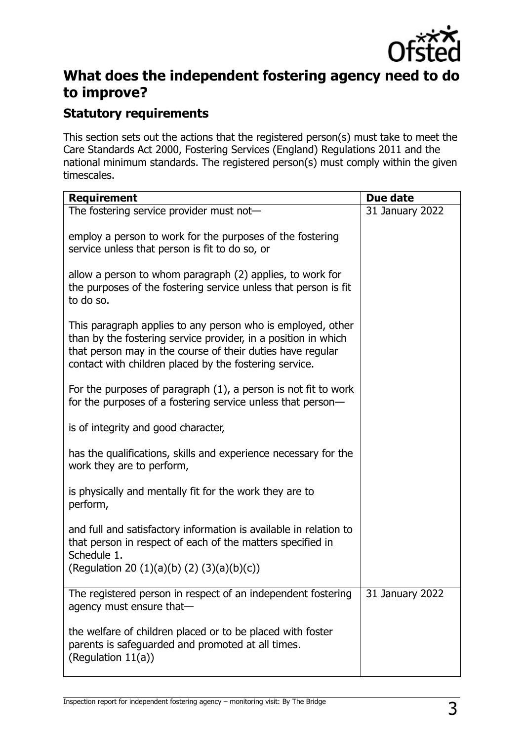## What does the independent fostering agency need to do to improve?

### Statutory requirements

This section sets out the actions that the registered person(s) must take to meet the Care Standards Act 2000, Fostering Services (England) Regulations 2011 and the national minimum standards. The registered person(s) must comply within the given timescales.

| Requirement | Due date |
| --- | --- |
| The fostering service provider must not—<br><br>employ a person to work for the purposes of the fostering service unless that person is fit to do so, or<br><br>allow a person to whom paragraph (2) applies, to work for the purposes of the fostering service unless that person is fit to do so.<br><br>This paragraph applies to any person who is employed, other than by the fostering service provider, in a position in which that person may in the course of their duties have regular contact with children placed by the fostering service.<br><br>For the purposes of paragraph (1), a person is not fit to work for the purposes of a fostering service unless that person—<br><br>is of integrity and good character,<br><br>has the qualifications, skills and experience necessary for the work they are to perform,<br><br>is physically and mentally fit for the work they are to perform,<br><br>and full and satisfactory information is available in relation to that person in respect of each of the matters specified in Schedule 1.<br>(Regulation 20 (1)(a)(b) (2) (3)(a)(b)(c)) | 31 January 2022 |
| The registered person in respect of an independent fostering agency must ensure that—<br><br>the welfare of children placed or to be placed with foster parents is safeguarded and promoted at all times.<br>(Regulation 11(a)) | 31 January 2022 |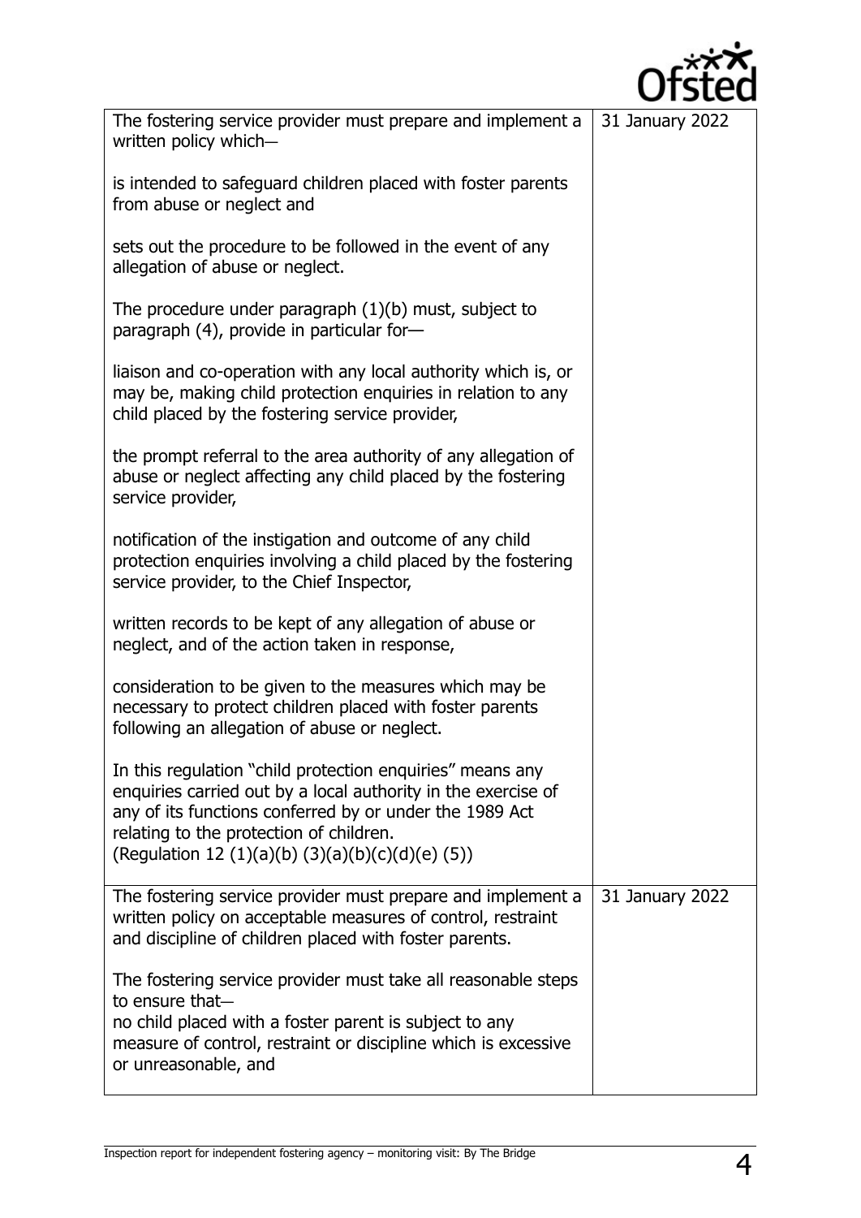| | |
|---|---|
| The fostering service provider must prepare and implement a written policy which–<br><br>is intended to safeguard children placed with foster parents from abuse or neglect and<br><br>sets out the procedure to be followed in the event of any allegation of abuse or neglect.<br><br>The procedure under paragraph (1)(b) must, subject to paragraph (4), provide in particular for—<br><br>liaison and co-operation with any local authority which is, or may be, making child protection enquiries in relation to any child placed by the fostering service provider,<br><br>the prompt referral to the area authority of any allegation of abuse or neglect affecting any child placed by the fostering service provider,<br><br>notification of the instigation and outcome of any child protection enquiries involving a child placed by the fostering service provider, to the Chief Inspector,<br><br>written records to be kept of any allegation of abuse or neglect, and of the action taken in response,<br><br>consideration to be given to the measures which may be necessary to protect children placed with foster parents following an allegation of abuse or neglect.<br><br>In this regulation "child protection enquiries" means any enquiries carried out by a local authority in the exercise of any of its functions conferred by or under the 1989 Act relating to the protection of children.<br>(Regulation 12 (1)(a)(b) (3)(a)(b)(c)(d)(e) (5)) | 31 January 2022 |
| The fostering service provider must prepare and implement a written policy on acceptable measures of control, restraint and discipline of children placed with foster parents.<br><br>The fostering service provider must take all reasonable steps to ensure that–<br>no child placed with a foster parent is subject to any measure of control, restraint or discipline which is excessive or unreasonable, and | 31 January 2022 |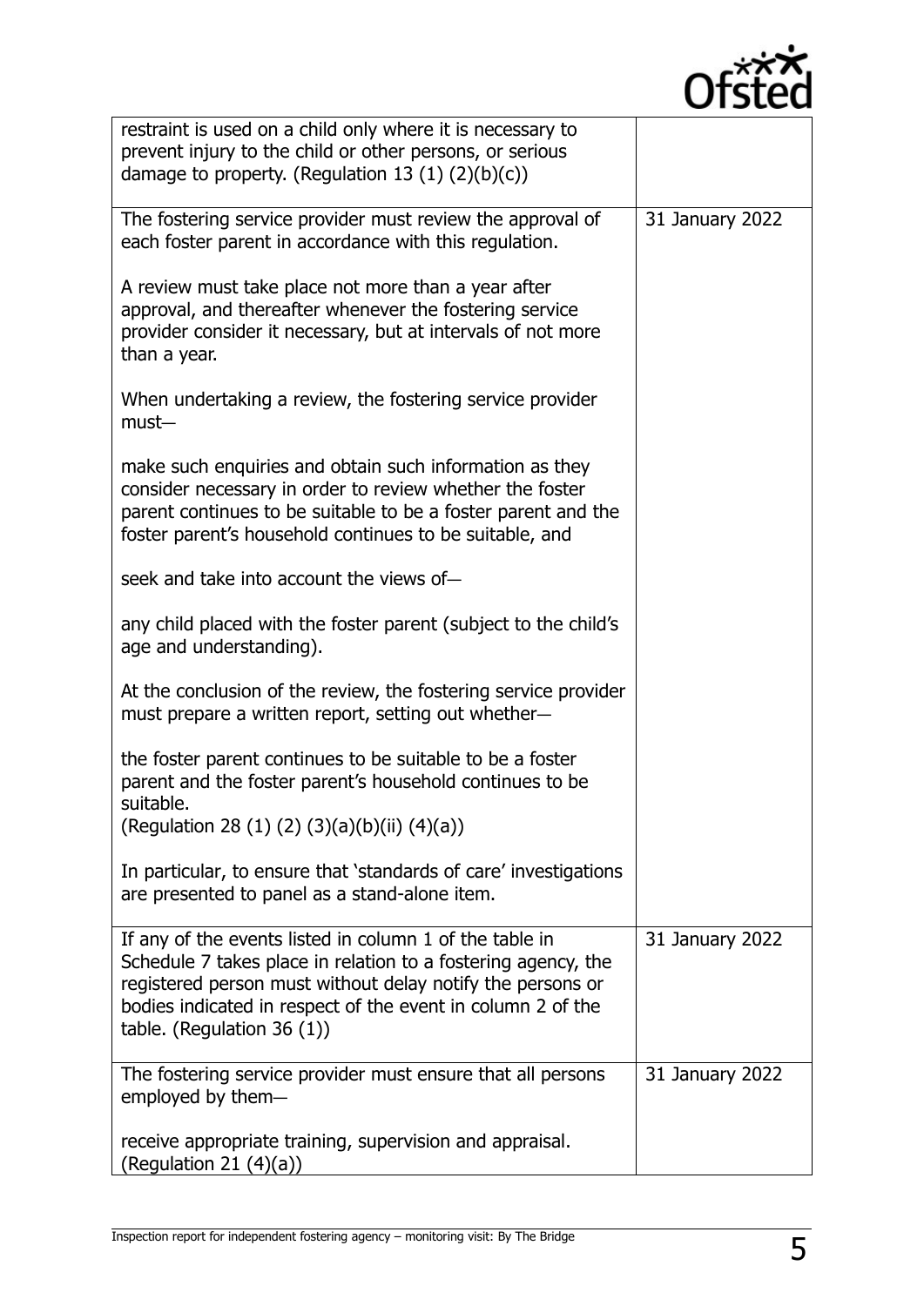| | |
|---|---|
| restraint is used on a child only where it is necessary to prevent injury to the child or other persons, or serious damage to property. (Regulation 13 (1) (2)(b)(c)) | |
| The fostering service provider must review the approval of each foster parent in accordance with this regulation.<br><br>A review must take place not more than a year after approval, and thereafter whenever the fostering service provider consider it necessary, but at intervals of not more than a year.<br><br>When undertaking a review, the fostering service provider must—<br><br>make such enquiries and obtain such information as they consider necessary in order to review whether the foster parent continues to be suitable to be a foster parent and the foster parent's household continues to be suitable, and<br><br>seek and take into account the views of—<br><br>any child placed with the foster parent (subject to the child's age and understanding).<br><br>At the conclusion of the review, the fostering service provider must prepare a written report, setting out whether—<br><br>the foster parent continues to be suitable to be a foster parent and the foster parent's household continues to be suitable.<br>(Regulation 28 (1) (2) (3)(a)(b)(ii) (4)(a))<br><br>In particular, to ensure that 'standards of care' investigations are presented to panel as a stand-alone item. | 31 January 2022 |
| If any of the events listed in column 1 of the table in Schedule 7 takes place in relation to a fostering agency, the registered person must without delay notify the persons or bodies indicated in respect of the event in column 2 of the table. (Regulation 36 (1)) | 31 January 2022 |
| The fostering service provider must ensure that all persons employed by them—<br><br>receive appropriate training, supervision and appraisal. (Regulation 21 (4)(a)) | 31 January 2022 |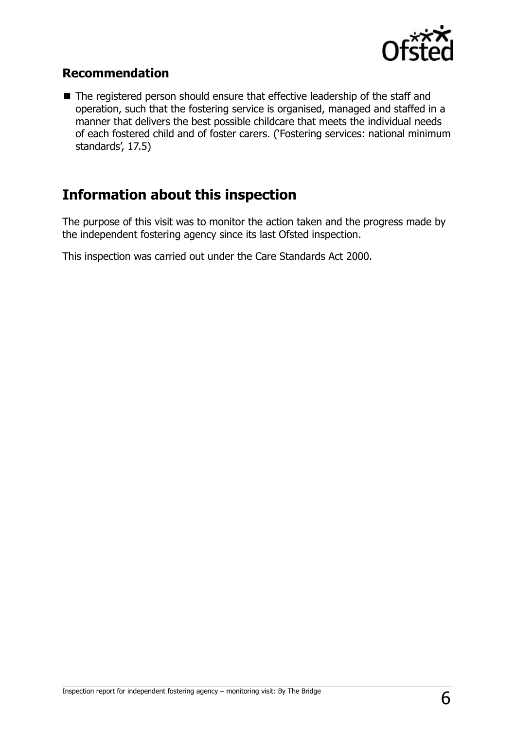## Recommendation

- The registered person should ensure that effective leadership of the staff and operation, such that the fostering service is organised, managed and staffed in a manner that delivers the best possible childcare that meets the individual needs of each fostered child and of foster carers. ('Fostering services: national minimum standards', 17.5)

# Information about this inspection

The purpose of this visit was to monitor the action taken and the progress made by the independent fostering agency since its last Ofsted inspection.

This inspection was carried out under the Care Standards Act 2000.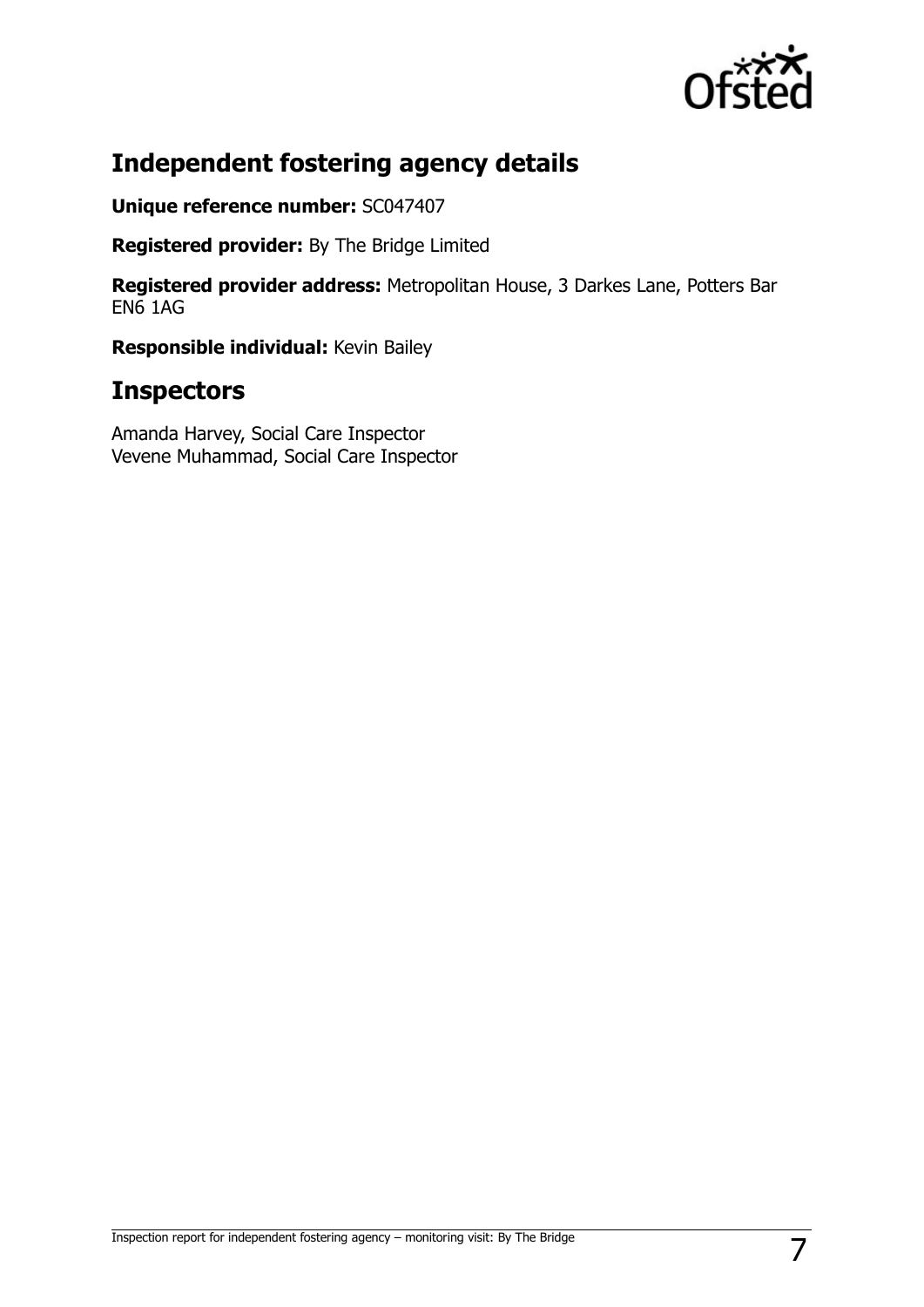## Independent fostering agency details

**Unique reference number:** SC047407

**Registered provider:** By The Bridge Limited

**Registered provider address:** Metropolitan House, 3 Darkes Lane, Potters Bar EN6 1AG

**Responsible individual:** Kevin Bailey

## Inspectors

Amanda Harvey, Social Care Inspector
Vevene Muhammad, Social Care Inspector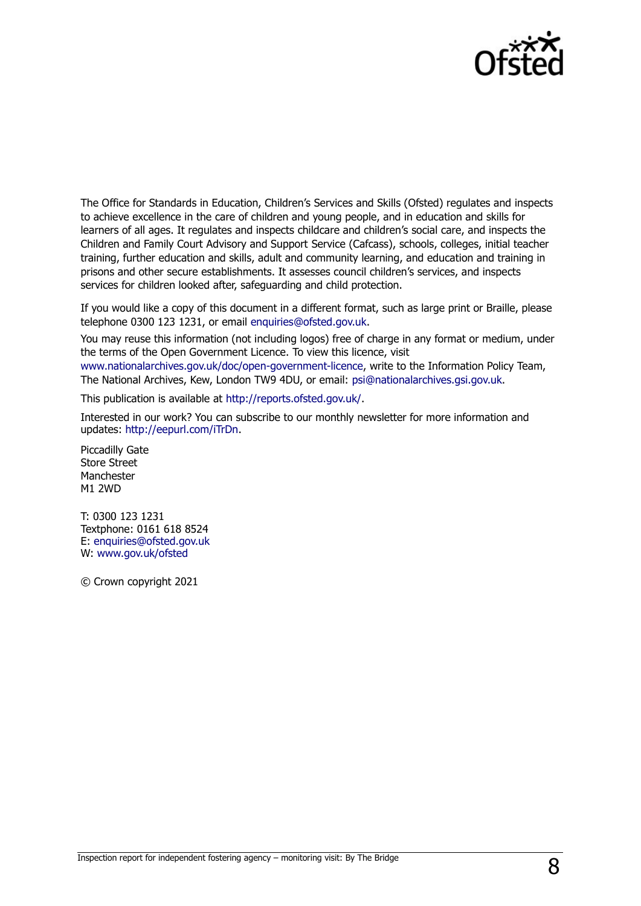The Office for Standards in Education, Children's Services and Skills (Ofsted) regulates and inspects to achieve excellence in the care of children and young people, and in education and skills for learners of all ages. It regulates and inspects childcare and children's social care, and inspects the Children and Family Court Advisory and Support Service (Cafcass), schools, colleges, initial teacher training, further education and skills, adult and community learning, and education and training in prisons and other secure establishments. It assesses council children's services, and inspects services for children looked after, safeguarding and child protection.

If you would like a copy of this document in a different format, such as large print or Braille, please telephone 0300 123 1231, or email enquiries@ofsted.gov.uk.

You may reuse this information (not including logos) free of charge in any format or medium, under the terms of the Open Government Licence. To view this licence, visit www.nationalarchives.gov.uk/doc/open-government-licence, write to the Information Policy Team, The National Archives, Kew, London TW9 4DU, or email: psi@nationalarchives.gsi.gov.uk.

This publication is available at http://reports.ofsted.gov.uk/.

Interested in our work? You can subscribe to our monthly newsletter for more information and updates: http://eepurl.com/iTrDn.

Piccadilly Gate
Store Street
Manchester
M1 2WD

T: 0300 123 1231
Textphone: 0161 618 8524
E: enquiries@ofsted.gov.uk
W: www.gov.uk/ofsted

© Crown copyright 2021